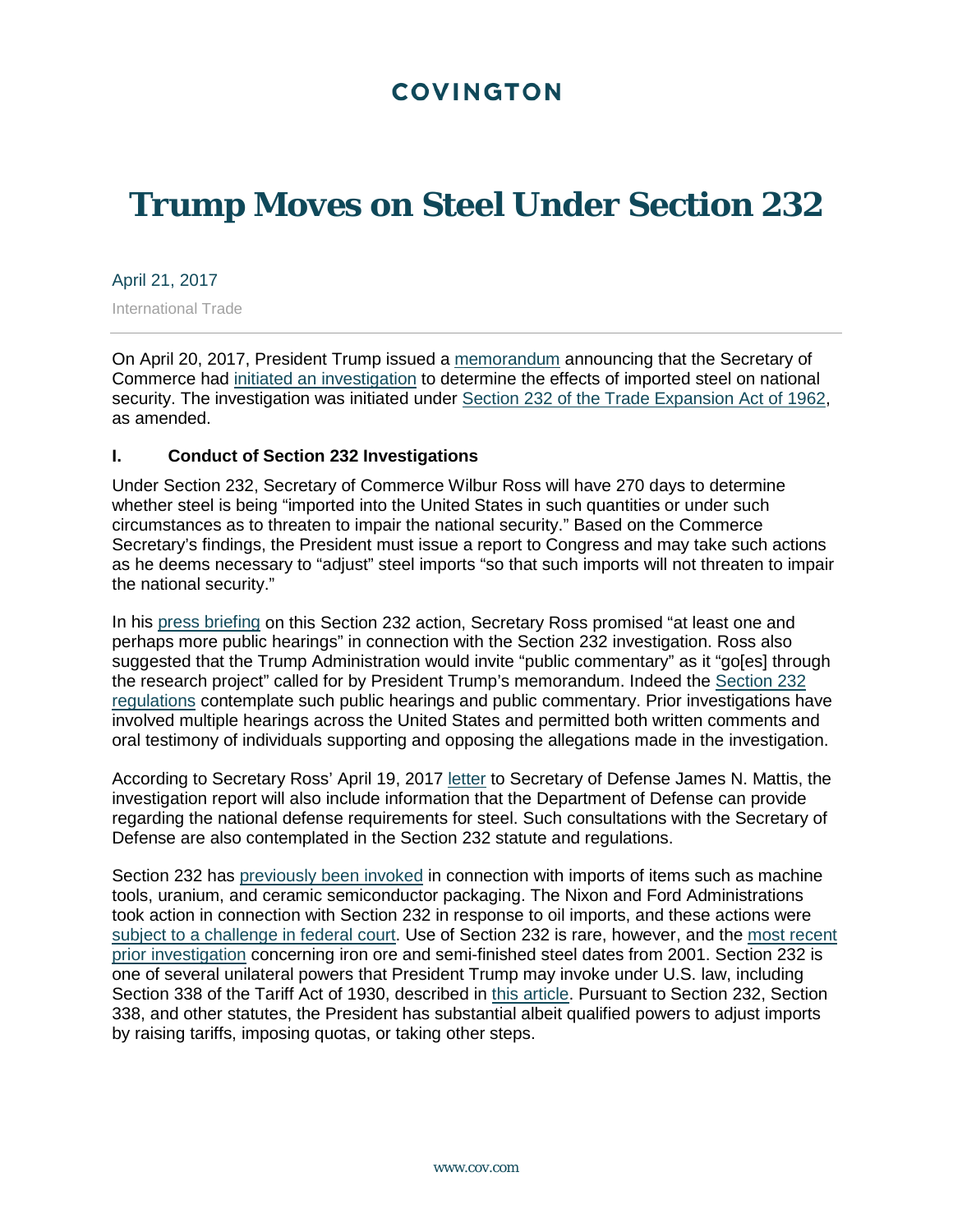COVINGTON

# Trump Moves on Steel Under Section 232

April 21, 2017

International Trade

On April 20, 2017, President Trump issued a memorandum announcing that the Secretary of Commerce had initiated an investigation to determine the effects of imported steel on national security. The investigation was initiated under Section 232 of the Trade Expansion Act of 1962, as amended.

## I. Conduct of Section 232 Investigations

Under Section 232, Secretary of Commerce Wilbur Ross will have 270 days to determine whether steel is being "imported into the United States in such quantities or under such circumstances as to threaten to impair the national security." Based on the Commerce Secretary's findings, the President must issue a report to Congress and may take such actions as he deems necessary to "adjust" steel imports "so that such imports will not threaten to impair the national security."

In his press briefing on this Section 232 action, Secretary Ross promised "at least one and perhaps more public hearings" in connection with the Section 232 investigation. Ross also suggested that the Trump Administration would invite "public commentary" as it "go[es] through the research project" called for by President Trump's memorandum. Indeed the Section 232 regulations contemplate such public hearings and public commentary. Prior investigations have involved multiple hearings across the United States and permitted both written comments and oral testimony of individuals supporting and opposing the allegations made in the investigation.

According to Secretary Ross' April 19, 2017 letter to Secretary of Defense James N. Mattis, the investigation report will also include information that the Department of Defense can provide regarding the national defense requirements for steel. Such consultations with the Secretary of Defense are also contemplated in the Section 232 statute and regulations.

Section 232 has previously been invoked in connection with imports of items such as machine tools, uranium, and ceramic semiconductor packaging. The Nixon and Ford Administrations took action in connection with Section 232 in response to oil imports, and these actions were subject to a challenge in federal court. Use of Section 232 is rare, however, and the most recent prior investigation concerning iron ore and semi-finished steel dates from 2001. Section 232 is one of several unilateral powers that President Trump may invoke under U.S. law, including Section 338 of the Tariff Act of 1930, described in this article. Pursuant to Section 232, Section 338, and other statutes, the President has substantial albeit qualified powers to adjust imports by raising tariffs, imposing quotas, or taking other steps.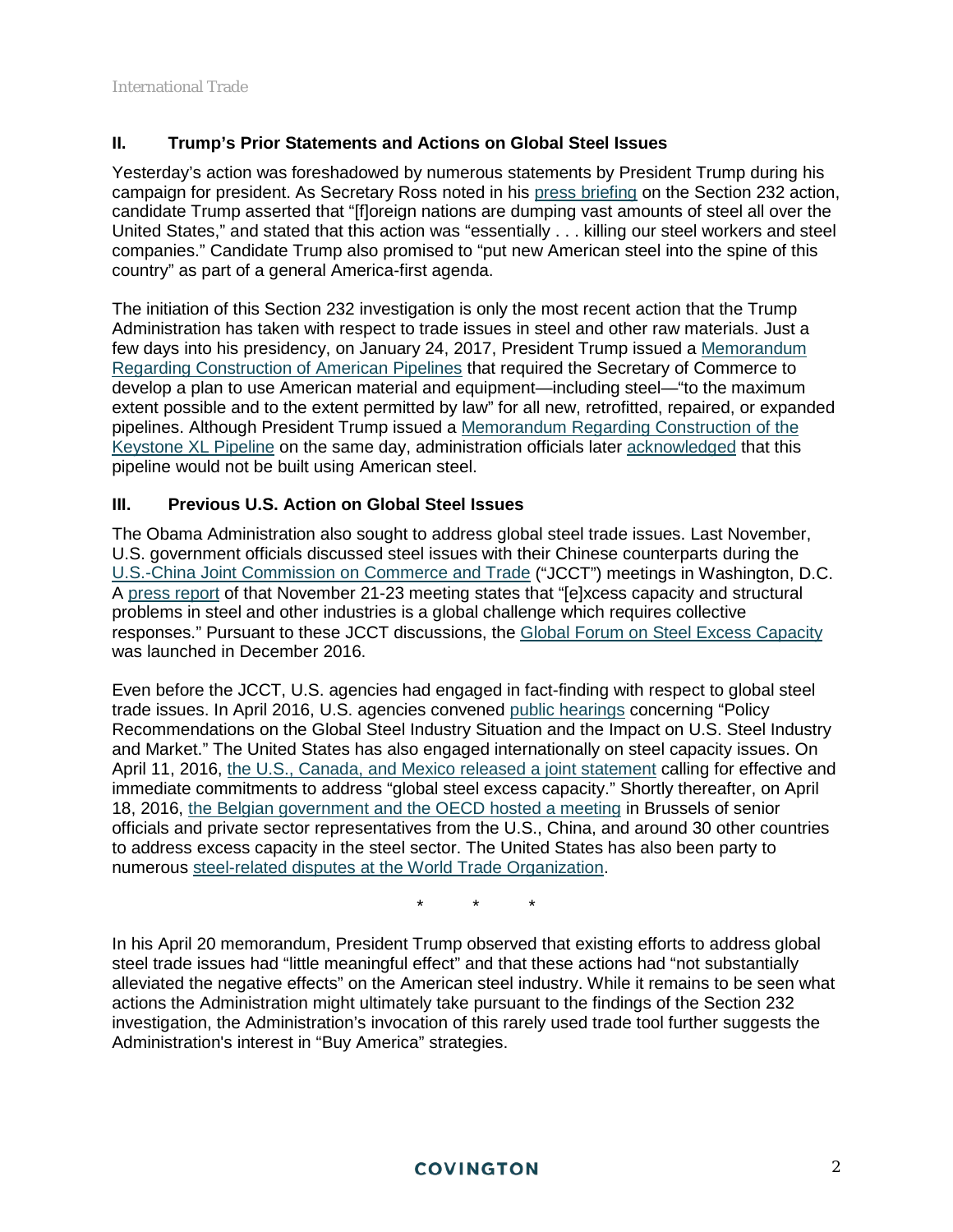## II. Trump's Prior Statements and Actions on Global Steel Issues

Yesterday's action was foreshadowed by numerous statements by President Trump during his campaign for president. As Secretary Ross noted in his press briefing on the Section 232 action, candidate Trump asserted that "[f]oreign nations are dumping vast amounts of steel all over the United States," and stated that this action was "essentially . . . killing our steel workers and steel companies." Candidate Trump also promised to "put new American steel into the spine of this country" as part of a general America-first agenda.

The initiation of this Section 232 investigation is only the most recent action that the Trump Administration has taken with respect to trade issues in steel and other raw materials. Just a few days into his presidency, on January 24, 2017, President Trump issued a Memorandum Regarding Construction of American Pipelines that required the Secretary of Commerce to develop a plan to use American material and equipment—including steel—"to the maximum extent possible and to the extent permitted by law" for all new, retrofitted, repaired, or expanded pipelines. Although President Trump issued a Memorandum Regarding Construction of the Keystone XL Pipeline on the same day, administration officials later acknowledged that this pipeline would not be built using American steel.

## III. Previous U.S. Action on Global Steel Issues

The Obama Administration also sought to address global steel trade issues. Last November, U.S. government officials discussed steel issues with their Chinese counterparts during the U.S.-China Joint Commission on Commerce and Trade ("JCCT") meetings in Washington, D.C. A press report of that November 21-23 meeting states that "[e]xcess capacity and structural problems in steel and other industries is a global challenge which requires collective responses." Pursuant to these JCCT discussions, the Global Forum on Steel Excess Capacity was launched in December 2016.

Even before the JCCT, U.S. agencies had engaged in fact-finding with respect to global steel trade issues. In April 2016, U.S. agencies convened public hearings concerning "Policy Recommendations on the Global Steel Industry Situation and the Impact on U.S. Steel Industry and Market." The United States has also engaged internationally on steel capacity issues. On April 11, 2016, the U.S., Canada, and Mexico released a joint statement calling for effective and immediate commitments to address "global steel excess capacity." Shortly thereafter, on April 18, 2016, the Belgian government and the OECD hosted a meeting in Brussels of senior officials and private sector representatives from the U.S., China, and around 30 other countries to address excess capacity in the steel sector. The United States has also been party to numerous steel-related disputes at the World Trade Organization.

\* \* \*

In his April 20 memorandum, President Trump observed that existing efforts to address global steel trade issues had "little meaningful effect" and that these actions had "not substantially alleviated the negative effects" on the American steel industry. While it remains to be seen what actions the Administration might ultimately take pursuant to the findings of the Section 232 investigation, the Administration's invocation of this rarely used trade tool further suggests the Administration's interest in "Buy America" strategies.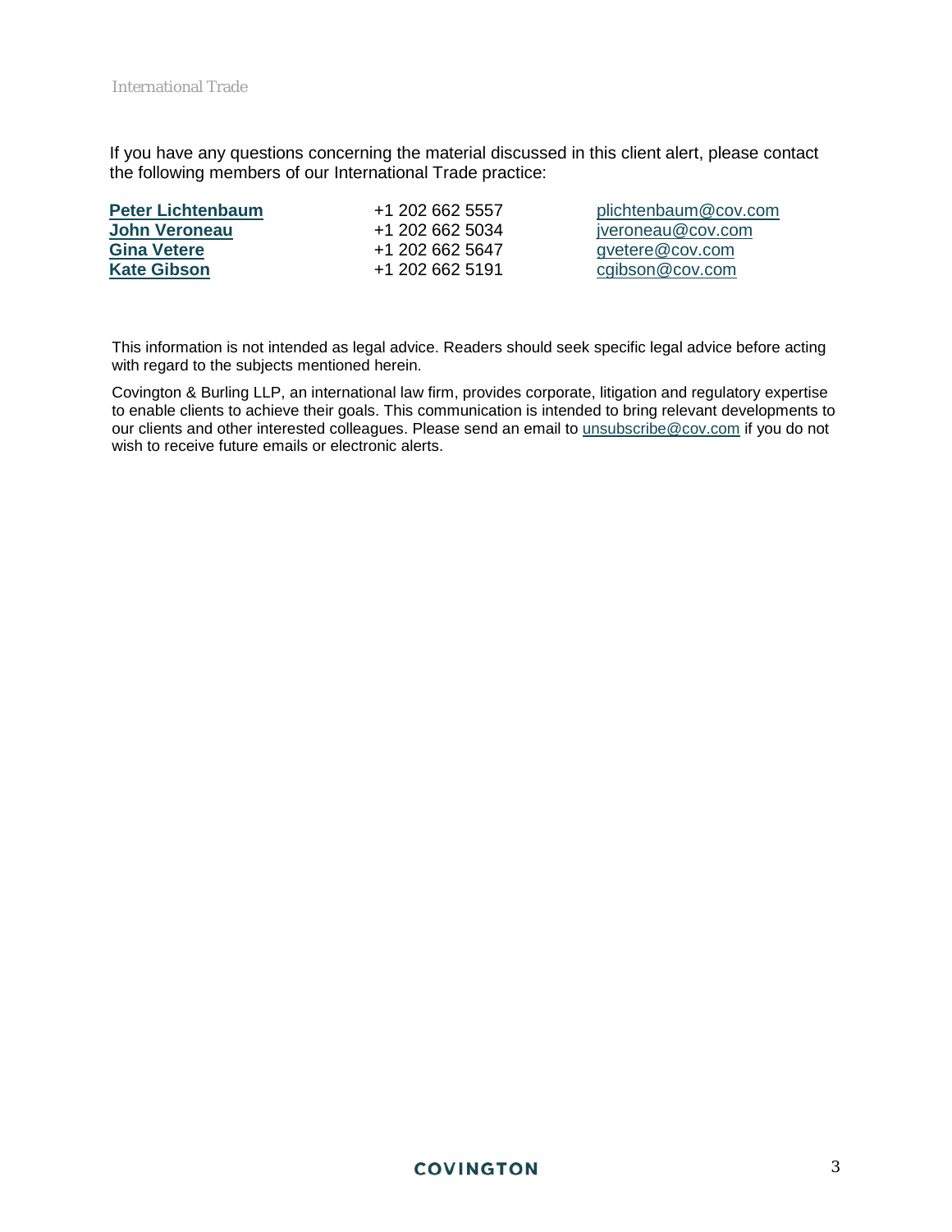If you have any questions concerning the material discussed in this client alert, please contact the following members of our International Trade practice:

| | | |
|---|---|---|
| **Peter Lichtenbaum** | +1 202 662 5557 | plichtenbaum@cov.com |
| **John Veroneau** | +1 202 662 5034 | jveroneau@cov.com |
| **Gina Vetere** | +1 202 662 5647 | gvetere@cov.com |
| **Kate Gibson** | +1 202 662 5191 | cgibson@cov.com |

This information is not intended as legal advice. Readers should seek specific legal advice before acting with regard to the subjects mentioned herein.

Covington & Burling LLP, an international law firm, provides corporate, litigation and regulatory expertise to enable clients to achieve their goals. This communication is intended to bring relevant developments to our clients and other interested colleagues. Please send an email to unsubscribe@cov.com if you do not wish to receive future emails or electronic alerts.